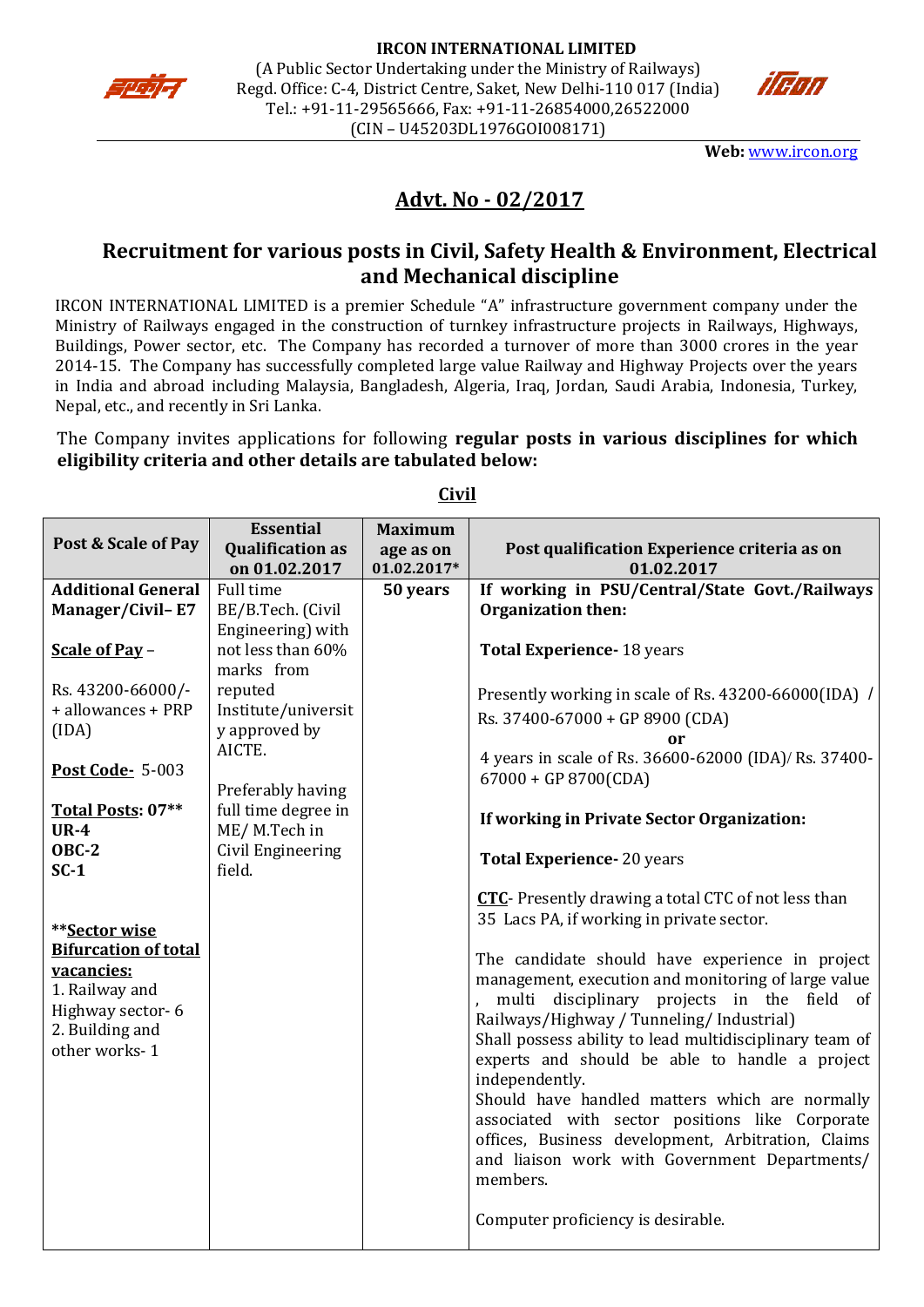**IRCON INTERNATIONAL LIMITED**
(A Public Sector Undertaking under the Ministry of Railways)
Regd. Office: C-4, District Centre, Saket, New Delhi-110 017 (India)
Tel.: +91-11-29565666, Fax: +91-11-26854000,26522000
(CIN – U45203DL1976GOI008171)

**Web:** www.ircon.org

# Advt. No - 02/2017

## Recruitment for various posts in Civil, Safety Health & Environment, Electrical and Mechanical discipline

IRCON INTERNATIONAL LIMITED is a premier Schedule "A" infrastructure government company under the Ministry of Railways engaged in the construction of turnkey infrastructure projects in Railways, Highways, Buildings, Power sector, etc. The Company has recorded a turnover of more than 3000 crores in the year 2014-15. The Company has successfully completed large value Railway and Highway Projects over the years in India and abroad including Malaysia, Bangladesh, Algeria, Iraq, Jordan, Saudi Arabia, Indonesia, Turkey, Nepal, etc., and recently in Sri Lanka.

The Company invites applications for following **regular posts in various disciplines for which eligibility criteria and other details are tabulated below:**

### Civil

| Post & Scale of Pay | Essential Qualification as on 01.02.2017 | Maximum age as on 01.02.2017* | Post qualification Experience criteria as on 01.02.2017 |
|---|---|---|---|
| **Additional General Manager/Civil– E7**<br><br>**Scale of Pay** –<br><br>Rs. 43200-66000/- + allowances + PRP (IDA)<br><br>**Post Code-** 5-003<br><br>**Total Posts: 07\*\***<br>**UR-4**<br>**OBC-2**<br>**SC-1**<br><br>**\*\*Sector wise Bifurcation of total vacancies:**<br>1. Railway and Highway sector- 6<br>2. Building and other works- 1 | Full time BE/B.Tech. (Civil Engineering) with not less than 60% marks from reputed Institute/university approved by AICTE.<br><br>Preferably having full time degree in ME/ M.Tech in Civil Engineering field. | **50 years** | **If working in PSU/Central/State Govt./Railways Organization then:**<br><br>**Total Experience-** 18 years<br><br>Presently working in scale of Rs. 43200-66000(IDA) / Rs. 37400-67000 + GP 8900 (CDA)<br>**or**<br>4 years in scale of Rs. 36600-62000 (IDA)/ Rs. 37400-67000 + GP 8700(CDA)<br><br>**If working in Private Sector Organization:**<br><br>**Total Experience-** 20 years<br><br>**CTC**- Presently drawing a total CTC of not less than 35 Lacs PA, if working in private sector.<br><br>The candidate should have experience in project management, execution and monitoring of large value , multi disciplinary projects in the field of Railways/Highway / Tunneling/ Industrial)<br>Shall possess ability to lead multidisciplinary team of experts and should be able to handle a project independently.<br>Should have handled matters which are normally associated with sector positions like Corporate offices, Business development, Arbitration, Claims and liaison work with Government Departments/ members.<br><br>Computer proficiency is desirable. |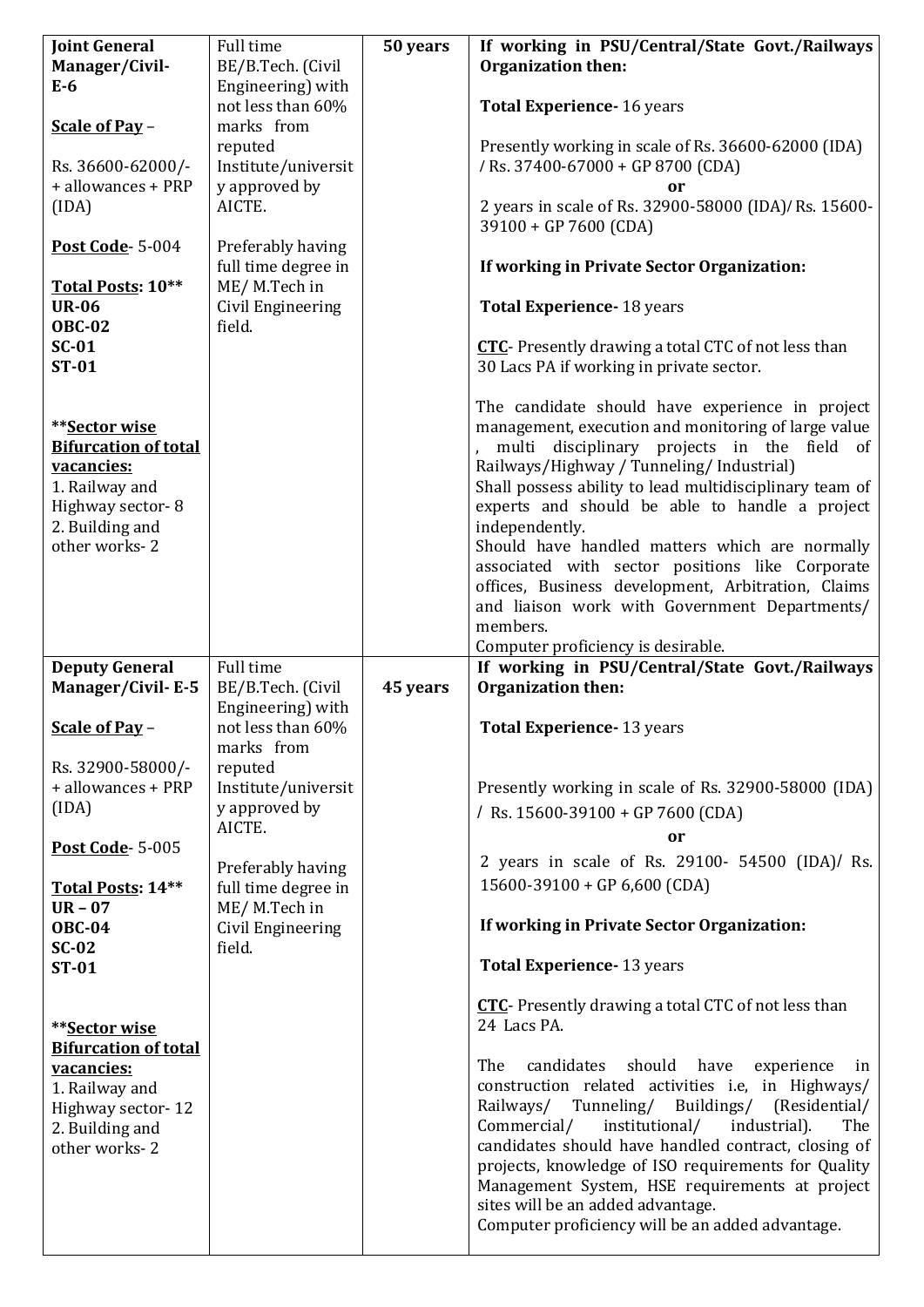| | | | |
|---|---|---|---|
| **Joint General Manager/Civil-E-6**<br><br>**Scale of Pay** –<br><br>Rs. 36600-62000/- + allowances + PRP (IDA)<br><br>**Post Code**- 5-004<br><br>**Total Posts: 10****<br>**UR-06**<br>**OBC-02**<br>**SC-01**<br>**ST-01**<br><br>****Sector wise Bifurcation of total vacancies:**<br>1. Railway and Highway sector- 8<br>2. Building and other works- 2 | Full time BE/B.Tech. (Civil Engineering) with not less than 60% marks from reputed Institute/university approved by AICTE.<br><br>Preferably having full time degree in ME/ M.Tech in Civil Engineering field. | **50 years** | **If working in PSU/Central/State Govt./Railways Organization then:**<br><br>**Total Experience-** 16 years<br><br>Presently working in scale of Rs. 36600-62000 (IDA) / Rs. 37400-67000 + GP 8700 (CDA)<br>**or**<br>2 years in scale of Rs. 32900-58000 (IDA)/ Rs. 15600-39100 + GP 7600 (CDA)<br><br>**If working in Private Sector Organization:**<br><br>**Total Experience-** 18 years<br><br>**CTC**- Presently drawing a total CTC of not less than 30 Lacs PA if working in private sector.<br><br>The candidate should have experience in project management, execution and monitoring of large value , multi disciplinary projects in the field of Railways/Highway / Tunneling/ Industrial)<br>Shall possess ability to lead multidisciplinary team of experts and should be able to handle a project independently.<br>Should have handled matters which are normally associated with sector positions like Corporate offices, Business development, Arbitration, Claims and liaison work with Government Departments/ members.<br>Computer proficiency is desirable. |
| **Deputy General Manager/Civil- E-5**<br><br>**Scale of Pay** –<br><br>Rs. 32900-58000/- + allowances + PRP (IDA)<br><br>**Post Code**- 5-005<br><br>**Total Posts: 14****<br>**UR – 07**<br>**OBC-04**<br>**SC-02**<br>**ST-01**<br><br>****Sector wise Bifurcation of total vacancies:**<br>1. Railway and Highway sector- 12<br>2. Building and other works- 2 | Full time BE/B.Tech. (Civil Engineering) with not less than 60% marks from reputed Institute/university approved by AICTE.<br><br>Preferably having full time degree in ME/ M.Tech in Civil Engineering field. | **45 years** | **If working in PSU/Central/State Govt./Railways Organization then:**<br><br>**Total Experience-** 13 years<br><br>Presently working in scale of Rs. 32900-58000 (IDA) / Rs. 15600-39100 + GP 7600 (CDA)<br>**or**<br>2 years in scale of Rs. 29100- 54500 (IDA)/ Rs. 15600-39100 + GP 6,600 (CDA)<br><br>**If working in Private Sector Organization:**<br><br>**Total Experience-** 13 years<br><br>**CTC**- Presently drawing a total CTC of not less than 24 Lacs PA.<br><br>The candidates should have experience in construction related activities i.e, in Highways/ Railways/ Tunneling/ Buildings/ (Residential/ Commercial/ institutional/ industrial). The candidates should have handled contract, closing of projects, knowledge of ISO requirements for Quality Management System, HSE requirements at project sites will be an added advantage.<br>Computer proficiency will be an added advantage. |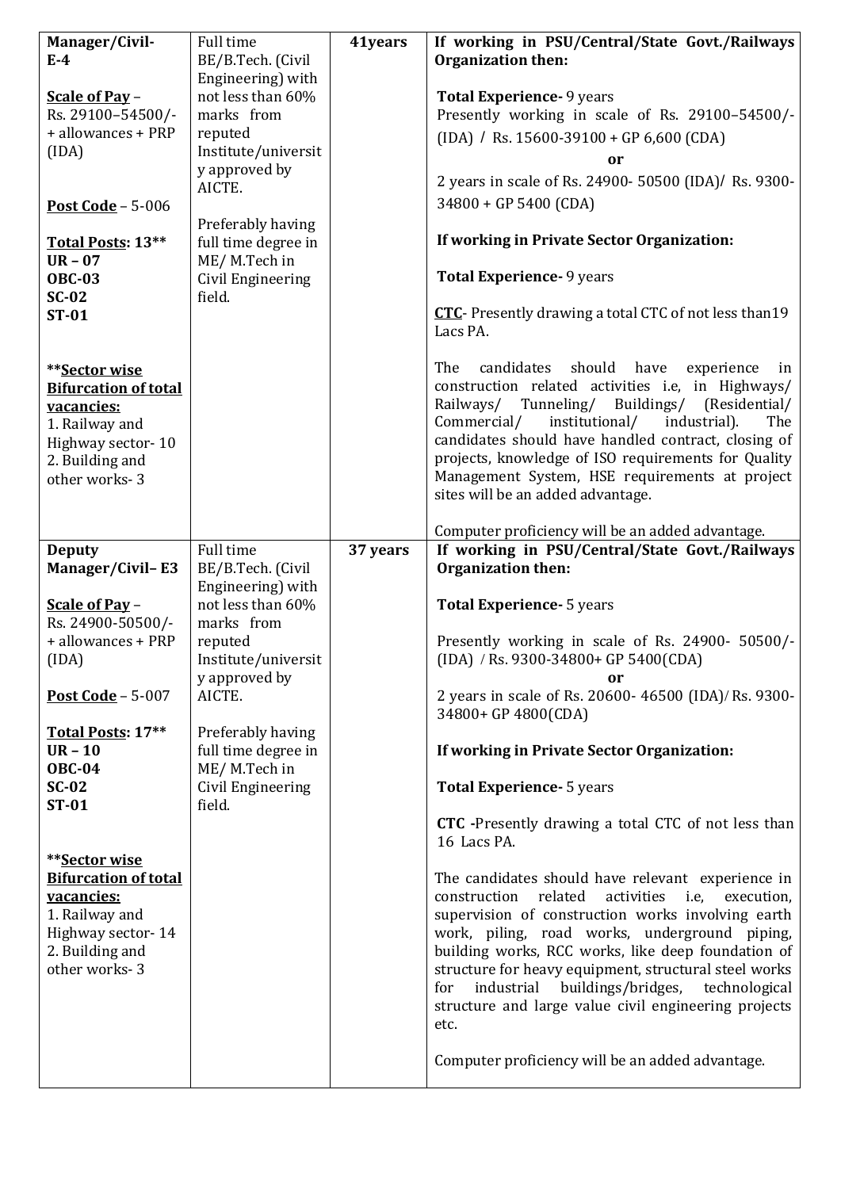| | | | |
|---|---|---|---|
| **Manager/Civil-E-4**<br><br>**Scale of Pay** – Rs. 29100–54500/- + allowances + PRP (IDA)<br><br>**Post Code** – 5-006<br><br>**Total Posts: 13****<br>**UR – 07**<br>**OBC-03**<br>**SC-02**<br>**ST-01**<br><br>****Sector wise Bifurcation of total vacancies:**<br>1. Railway and Highway sector- 10<br>2. Building and other works- 3 | Full time BE/B.Tech. (Civil Engineering) with not less than 60% marks from reputed Institute/university approved by AICTE.<br><br>Preferably having full time degree in ME/ M.Tech in Civil Engineering field. | **41years** | **If working in PSU/Central/State Govt./Railways Organization then:**<br><br>**Total Experience-** 9 years<br>Presently working in scale of Rs. 29100–54500/- (IDA) / Rs. 15600-39100 + GP 6,600 (CDA)<br>**or**<br>2 years in scale of Rs. 24900- 50500 (IDA)/ Rs. 9300-34800 + GP 5400 (CDA)<br><br>**If working in Private Sector Organization:**<br><br>**Total Experience-** 9 years<br><br>**CTC**- Presently drawing a total CTC of not less than19 Lacs PA.<br><br>The candidates should have experience in construction related activities i.e, in Highways/ Railways/ Tunneling/ Buildings/ (Residential/ Commercial/ institutional/ industrial). The candidates should have handled contract, closing of projects, knowledge of ISO requirements for Quality Management System, HSE requirements at project sites will be an added advantage.<br><br>Computer proficiency will be an added advantage. |
| **Deputy Manager/Civil– E3**<br><br>**Scale of Pay** – Rs. 24900-50500/- + allowances + PRP (IDA)<br><br>**Post Code** – 5-007<br><br>**Total Posts: 17****<br>**UR – 10**<br>**OBC-04**<br>**SC-02**<br>**ST-01**<br><br>****Sector wise Bifurcation of total vacancies:**<br>1. Railway and Highway sector- 14<br>2. Building and other works- 3 | Full time BE/B.Tech. (Civil Engineering) with not less than 60% marks from reputed Institute/university approved by AICTE.<br><br>Preferably having full time degree in ME/ M.Tech in Civil Engineering field. | **37 years** | **If working in PSU/Central/State Govt./Railways Organization then:**<br><br>**Total Experience-** 5 years<br><br>Presently working in scale of Rs. 24900- 50500/- (IDA) / Rs. 9300-34800+ GP 5400(CDA)<br>**or**<br>2 years in scale of Rs. 20600- 46500 (IDA)/ Rs. 9300-34800+ GP 4800(CDA)<br><br>**If working in Private Sector Organization:**<br><br>**Total Experience-** 5 years<br><br>**CTC** -Presently drawing a total CTC of not less than 16 Lacs PA.<br><br>The candidates should have relevant experience in construction related activities i.e, execution, supervision of construction works involving earth work, piling, road works, underground piping, building works, RCC works, like deep foundation of structure for heavy equipment, structural steel works for industrial buildings/bridges, technological structure and large value civil engineering projects etc.<br><br>Computer proficiency will be an added advantage. |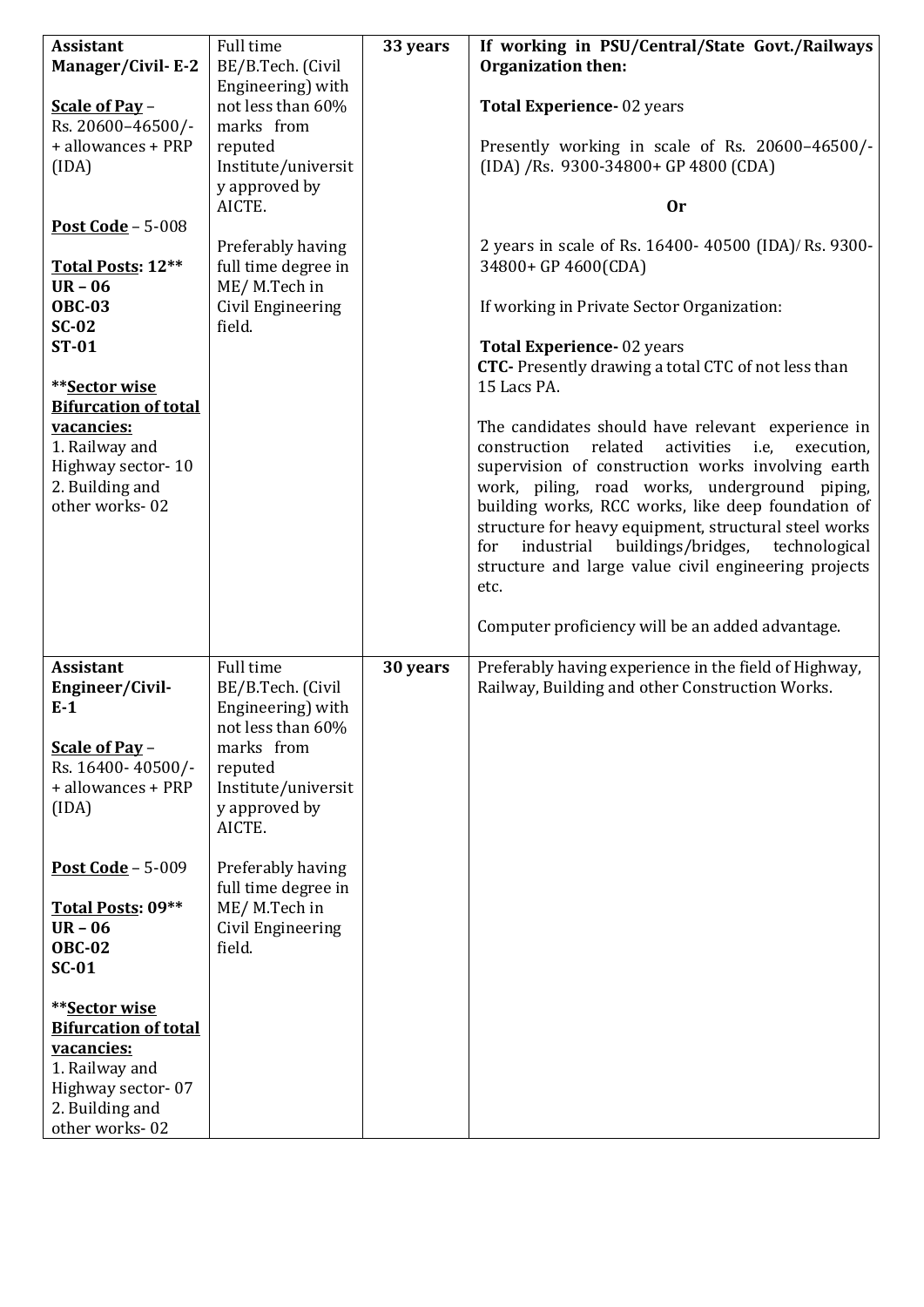| **Assistant Manager/Civil- E-2**<br><br>**Scale of Pay** – Rs. 20600–46500/- + allowances + PRP (IDA)<br><br>**Post Code** – 5-008<br><br>**Total Posts: 12**<br>**UR – 06**<br>**OBC-03**<br>**SC-02**<br>**ST-01**<br><br>****Sector wise Bifurcation of total vacancies:**<br>1. Railway and Highway sector- 10<br>2. Building and other works- 02 | Full time BE/B.Tech. (Civil Engineering) with not less than 60% marks from reputed Institute/university approved by AICTE.<br><br>Preferably having full time degree in ME/ M.Tech in Civil Engineering field. | **33 years** | **If working in PSU/Central/State Govt./Railways Organization then:**<br><br>**Total Experience-** 02 years<br><br>Presently working in scale of Rs. 20600–46500/- (IDA) /Rs. 9300-34800+ GP 4800 (CDA)<br><br>**Or**<br><br>2 years in scale of Rs. 16400- 40500 (IDA)/ Rs. 9300-34800+ GP 4600(CDA)<br><br>If working in Private Sector Organization:<br><br>**Total Experience-** 02 years<br>**CTC-** Presently drawing a total CTC of not less than 15 Lacs PA.<br><br>The candidates should have relevant experience in construction related activities i.e, execution, supervision of construction works involving earth work, piling, road works, underground piping, building works, RCC works, like deep foundation of structure for heavy equipment, structural steel works for industrial buildings/bridges, technological structure and large value civil engineering projects etc.<br><br>Computer proficiency will be an added advantage. |
|---|---|---|---|
| **Assistant Engineer/Civil- E-1**<br><br>**Scale of Pay** – Rs. 16400- 40500/- + allowances + PRP (IDA)<br><br>**Post Code** – 5-009<br><br>**Total Posts: 09**<br>**UR – 06**<br>**OBC-02**<br>**SC-01**<br><br>****Sector wise Bifurcation of total vacancies:**<br>1. Railway and Highway sector- 07<br>2. Building and other works- 02 | Full time BE/B.Tech. (Civil Engineering) with not less than 60% marks from reputed Institute/university approved by AICTE.<br><br>Preferably having full time degree in ME/ M.Tech in Civil Engineering field. | **30 years** | Preferably having experience in the field of Highway, Railway, Building and other Construction Works. |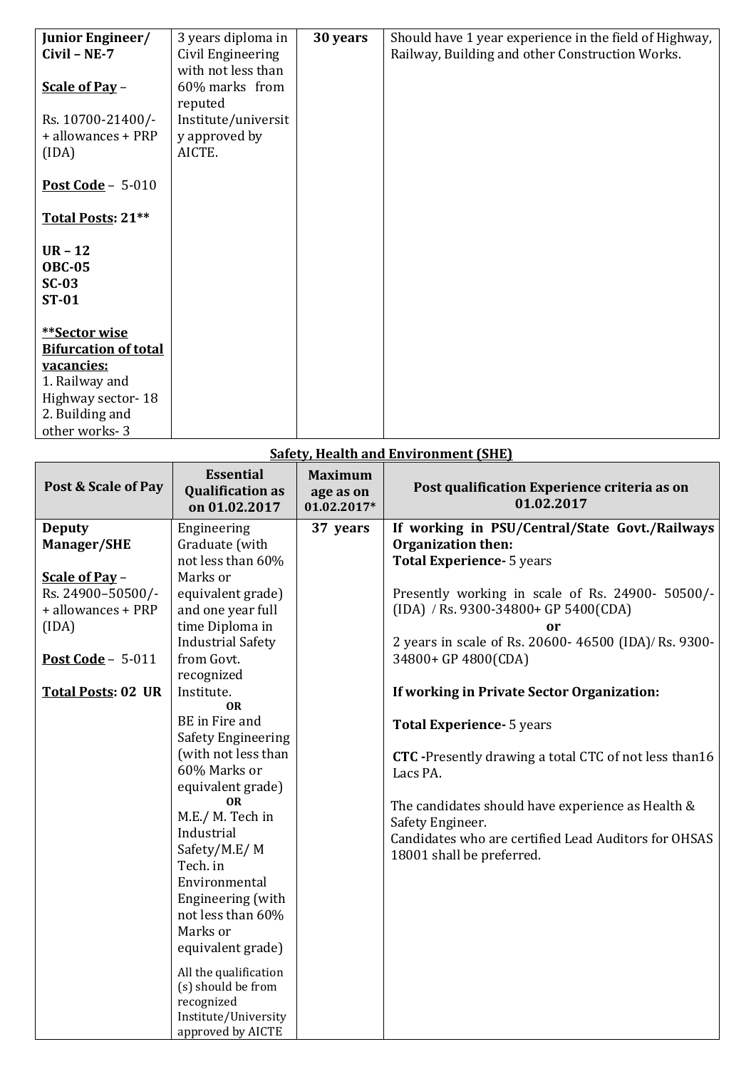| **Junior Engineer/ Civil – NE-7**<br><br>**Scale of Pay** –<br><br>Rs. 10700-21400/- + allowances + PRP (IDA)<br><br>**Post Code** – 5-010<br><br>**Total Posts: 21****<br><br>**UR – 12**<br>**OBC-05**<br>**SC-03**<br>**ST-01**<br><br>****Sector wise Bifurcation of total vacancies:**<br>1. Railway and Highway sector- 18<br>2. Building and other works- 3 | 3 years diploma in Civil Engineering with not less than 60% marks from reputed Institute/university approved by AICTE. | **30 years** | Should have 1 year experience in the field of Highway, Railway, Building and other Construction Works. |
|---|---|---|---|

**Safety, Health and Environment (SHE)**

| Post & Scale of Pay | Essential Qualification as on 01.02.2017 | Maximum age as on 01.02.2017* | Post qualification Experience criteria as on 01.02.2017 |
|---|---|---|---|
| **Deputy Manager/SHE**<br><br>**Scale of Pay** –<br>Rs. 24900–50500/- + allowances + PRP (IDA)<br><br>**Post Code** – 5-011<br><br>**Total Posts: 02 UR** | Engineering Graduate (with not less than 60% Marks or equivalent grade) and one year full time Diploma in Industrial Safety from Govt. recognized Institute.<br>**OR**<br>BE in Fire and Safety Engineering (with not less than 60% Marks or equivalent grade)<br>**OR**<br>M.E./ M. Tech in Industrial Safety/M.E/ M Tech. in Environmental Engineering (with not less than 60% Marks or equivalent grade)<br><br>All the qualification (s) should be from recognized Institute/University approved by AICTE | **37 years** | **If working in PSU/Central/State Govt./Railways Organization then:**<br>**Total Experience-** 5 years<br><br>Presently working in scale of Rs. 24900- 50500/- (IDA) / Rs. 9300-34800+ GP 5400(CDA)<br>**or**<br>2 years in scale of Rs. 20600- 46500 (IDA)/ Rs. 9300-34800+ GP 4800(CDA)<br><br>**If working in Private Sector Organization:**<br><br>**Total Experience-** 5 years<br><br>**CTC -**Presently drawing a total CTC of not less than16 Lacs PA.<br><br>The candidates should have experience as Health & Safety Engineer.<br>Candidates who are certified Lead Auditors for OHSAS 18001 shall be preferred. |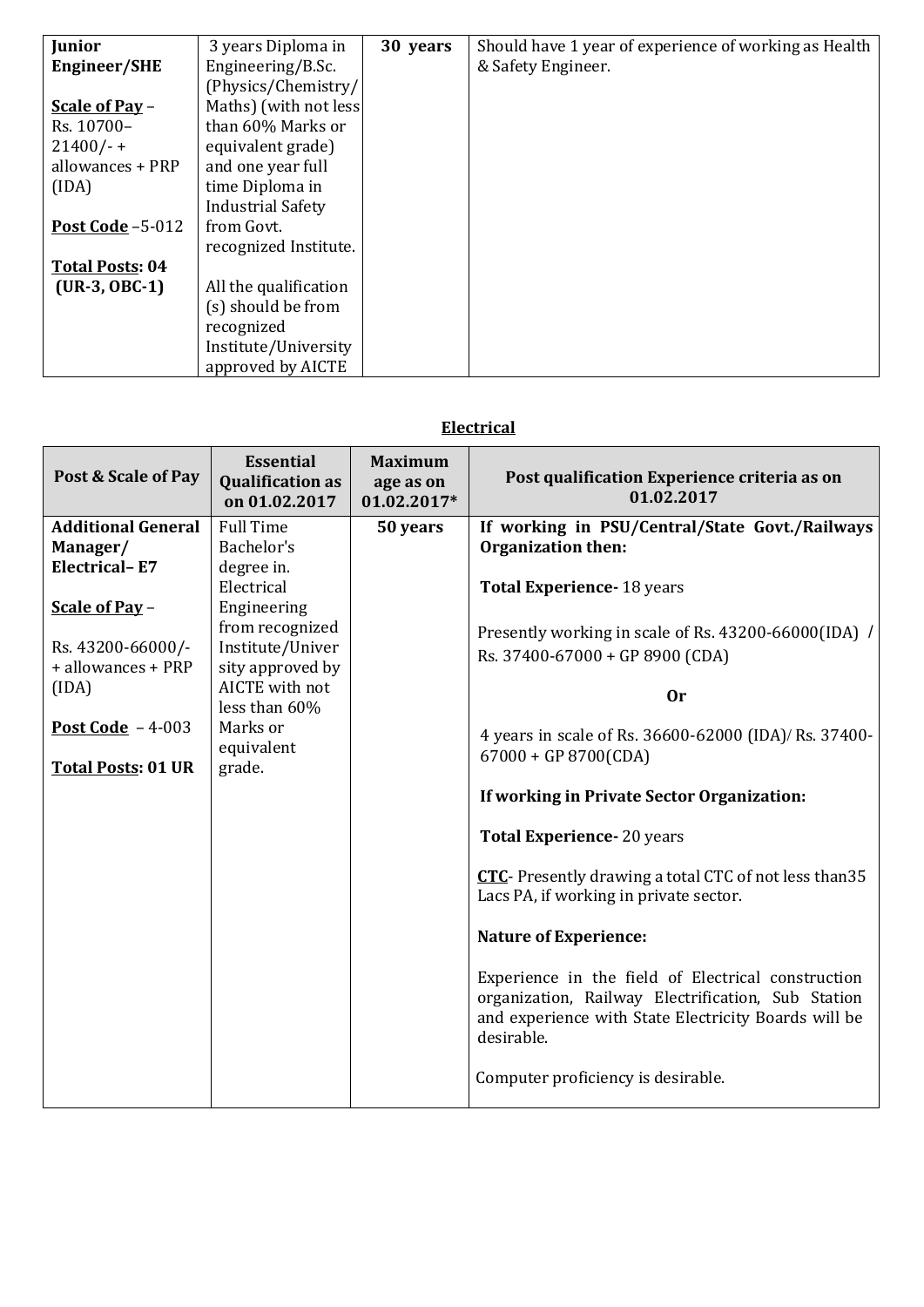| | | | |
|---|---|---|---|
| **Junior Engineer/SHE**<br><br>**Scale of Pay** – Rs. 10700–21400/- + allowances + PRP (IDA)<br><br>**Post Code** –5-012<br><br>**Total Posts: 04 (UR-3, OBC-1)** | 3 years Diploma in Engineering/B.Sc. (Physics/Chemistry/ Maths) (with not less than 60% Marks or equivalent grade) and one year full time Diploma in Industrial Safety from Govt. recognized Institute.<br><br>All the qualification (s) should be from recognized Institute/University approved by AICTE | **30 years** | Should have 1 year of experience of working as Health & Safety Engineer. |

## Electrical

| Post & Scale of Pay | Essential Qualification as on 01.02.2017 | Maximum age as on 01.02.2017* | Post qualification Experience criteria as on 01.02.2017 |
|---|---|---|---|
| **Additional General Manager/ Electrical– E7**<br><br>**Scale of Pay** –<br><br>Rs. 43200-66000/- + allowances + PRP (IDA)<br><br>**Post Code** – 4-003<br><br>**Total Posts: 01 UR** | Full Time Bachelor's degree in. Electrical Engineering from recognized Institute/University approved by AICTE with not less than 60% Marks or equivalent grade. | **50 years** | **If working in PSU/Central/State Govt./Railways Organization then:**<br><br>**Total Experience-** 18 years<br><br>Presently working in scale of Rs. 43200-66000(IDA) / Rs. 37400-67000 + GP 8900 (CDA)<br><br>**Or**<br><br>4 years in scale of Rs. 36600-62000 (IDA)/ Rs. 37400-67000 + GP 8700(CDA)<br><br>**If working in Private Sector Organization:**<br><br>**Total Experience-** 20 years<br><br>**CTC**- Presently drawing a total CTC of not less than35 Lacs PA, if working in private sector.<br><br>**Nature of Experience:**<br><br>Experience in the field of Electrical construction organization, Railway Electrification, Sub Station and experience with State Electricity Boards will be desirable.<br><br>Computer proficiency is desirable. |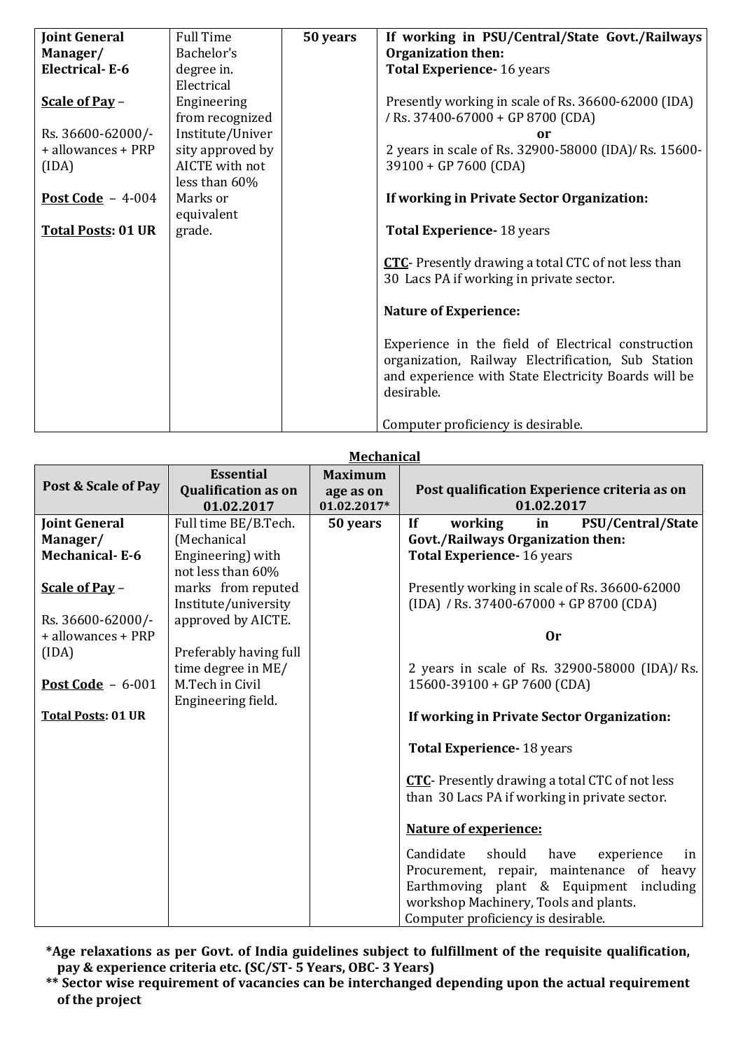| Joint General Manager/ Electrical- E-6<br><br>**Scale of Pay** –<br><br>Rs. 36600-62000/- + allowances + PRP (IDA)<br><br>**Post Code** – 4-004<br><br>**Total Posts: 01 UR** | Full Time Bachelor's degree in. Electrical Engineering from recognized Institute/University approved by AICTE with not less than 60% Marks or equivalent grade. | **50 years** | **If working in PSU/Central/State Govt./Railways Organization then:**<br>**Total Experience-** 16 years<br><br>Presently working in scale of Rs. 36600-62000 (IDA) / Rs. 37400-67000 + GP 8700 (CDA)<br>**or**<br>2 years in scale of Rs. 32900-58000 (IDA)/ Rs. 15600-39100 + GP 7600 (CDA)<br><br>**If working in Private Sector Organization:**<br><br>**Total Experience-** 18 years<br><br>**CTC**- Presently drawing a total CTC of not less than 30 Lacs PA if working in private sector.<br><br>**Nature of Experience:**<br><br>Experience in the field of Electrical construction organization, Railway Electrification, Sub Station and experience with State Electricity Boards will be desirable.<br><br>Computer proficiency is desirable. |
|---|---|---|---|

**Mechanical**

| Post & Scale of Pay | Essential Qualification as on 01.02.2017 | Maximum age as on 01.02.2017* | Post qualification Experience criteria as on 01.02.2017 |
|---|---|---|---|
| **Joint General Manager/ Mechanical- E-6**<br><br>**Scale of Pay** –<br><br>Rs. 36600-62000/- + allowances + PRP (IDA)<br><br>**Post Code** – 6-001<br><br>**Total Posts: 01 UR** | Full time BE/B.Tech. (Mechanical Engineering) with not less than 60% marks from reputed Institute/university approved by AICTE.<br><br>Preferably having full time degree in ME/ M.Tech in Civil Engineering field. | **50 years** | **If working in PSU/Central/State Govt./Railways Organization then:**<br>**Total Experience-** 16 years<br><br>Presently working in scale of Rs. 36600-62000 (IDA) / Rs. 37400-67000 + GP 8700 (CDA)<br><br>**Or**<br><br>2 years in scale of Rs. 32900-58000 (IDA)/ Rs. 15600-39100 + GP 7600 (CDA)<br><br>**If working in Private Sector Organization:**<br><br>**Total Experience-** 18 years<br><br>**CTC**- Presently drawing a total CTC of not less than 30 Lacs PA if working in private sector.<br><br>**Nature of experience:**<br><br>Candidate should have experience in Procurement, repair, maintenance of heavy Earthmoving plant & Equipment including workshop Machinery, Tools and plants.<br>Computer proficiency is desirable. |

**\*Age relaxations as per Govt. of India guidelines subject to fulfillment of the requisite qualification, pay & experience criteria etc. (SC/ST- 5 Years, OBC- 3 Years)**

**\*\* Sector wise requirement of vacancies can be interchanged depending upon the actual requirement of the project**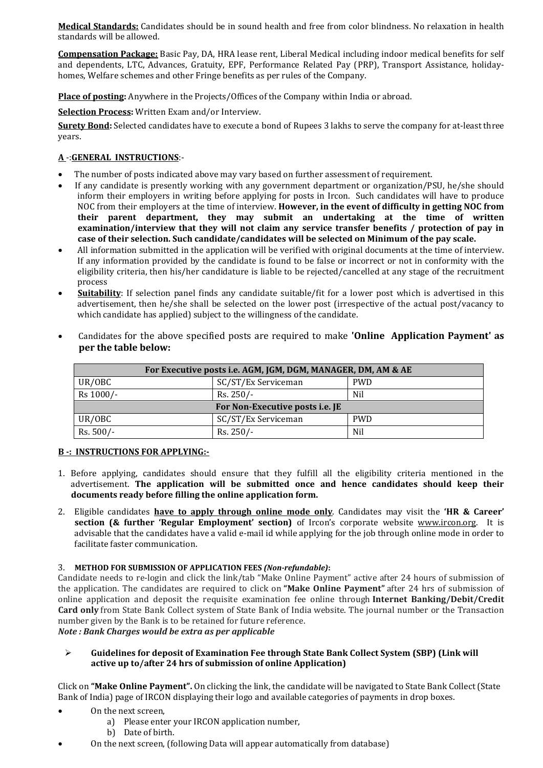**Medical Standards:** Candidates should be in sound health and free from color blindness. No relaxation in health standards will be allowed.

**Compensation Package:** Basic Pay, DA, HRA lease rent, Liberal Medical including indoor medical benefits for self and dependents, LTC, Advances, Gratuity, EPF, Performance Related Pay (PRP), Transport Assistance, holiday-homes, Welfare schemes and other Fringe benefits as per rules of the Company.

**Place of posting:** Anywhere in the Projects/Offices of the Company within India or abroad.

**Selection Process:** Written Exam and/or Interview.

**Surety Bond:** Selected candidates have to execute a bond of Rupees 3 lakhs to serve the company for at-least three years.

**A -:GENERAL INSTRUCTIONS:-**

- The number of posts indicated above may vary based on further assessment of requirement.
- If any candidate is presently working with any government department or organization/PSU, he/she should inform their employers in writing before applying for posts in Ircon. Such candidates will have to produce NOC from their employers at the time of interview. **However, in the event of difficulty in getting NOC from their parent department, they may submit an undertaking at the time of written examination/interview that they will not claim any service transfer benefits / protection of pay in case of their selection. Such candidate/candidates will be selected on Minimum of the pay scale.**
- All information submitted in the application will be verified with original documents at the time of interview. If any information provided by the candidate is found to be false or incorrect or not in conformity with the eligibility criteria, then his/her candidature is liable to be rejected/cancelled at any stage of the recruitment process
- **Suitability**: If selection panel finds any candidate suitable/fit for a lower post which is advertised in this advertisement, then he/she shall be selected on the lower post (irrespective of the actual post/vacancy to which candidate has applied) subject to the willingness of the candidate.
- Candidates for the above specified posts are required to make **'Online Application Payment' as per the table below:**

| For Executive posts i.e. AGM, JGM, DGM, MANAGER, DM, AM & AE | | |
|---|---|---|
| UR/OBC | SC/ST/Ex Serviceman | PWD |
| Rs 1000/- | Rs. 250/- | Nil |
| **For Non-Executive posts i.e. JE** | | |
| UR/OBC | SC/ST/Ex Serviceman | PWD |
| Rs. 500/- | Rs. 250/- | Nil |

**B -: INSTRUCTIONS FOR APPLYING:-**

1. Before applying, candidates should ensure that they fulfill all the eligibility criteria mentioned in the advertisement. **The application will be submitted once and hence candidates should keep their documents ready before filling the online application form.**
2. Eligible candidates **have to apply through online mode only**. Candidates may visit the **'HR & Career' section (& further 'Regular Employment' section)** of Ircon's corporate website www.ircon.org. It is advisable that the candidates have a valid e-mail id while applying for the job through online mode in order to facilitate faster communication.
3. **METHOD FOR SUBMISSION OF APPLICATION FEES *(Non-refundable)*:**

Candidate needs to re-login and click the link/tab "Make Online Payment" active after 24 hours of submission of the application. The candidates are required to click on **"Make Online Payment"** after 24 hrs of submission of online application and deposit the requisite examination fee online through **Internet Banking/Debit/Credit Card only** from State Bank Collect system of State Bank of India website. The journal number or the Transaction number given by the Bank is to be retained for future reference.

***Note : Bank Charges would be extra as per applicable***

- **Guidelines for deposit of Examination Fee through State Bank Collect System (SBP) (Link will active up to/after 24 hrs of submission of online Application)**

Click on **"Make Online Payment".** On clicking the link, the candidate will be navigated to State Bank Collect (State Bank of India) page of IRCON displaying their logo and available categories of payments in drop boxes.

- On the next screen,
  a) Please enter your IRCON application number,
  b) Date of birth.
- On the next screen, (following Data will appear automatically from database)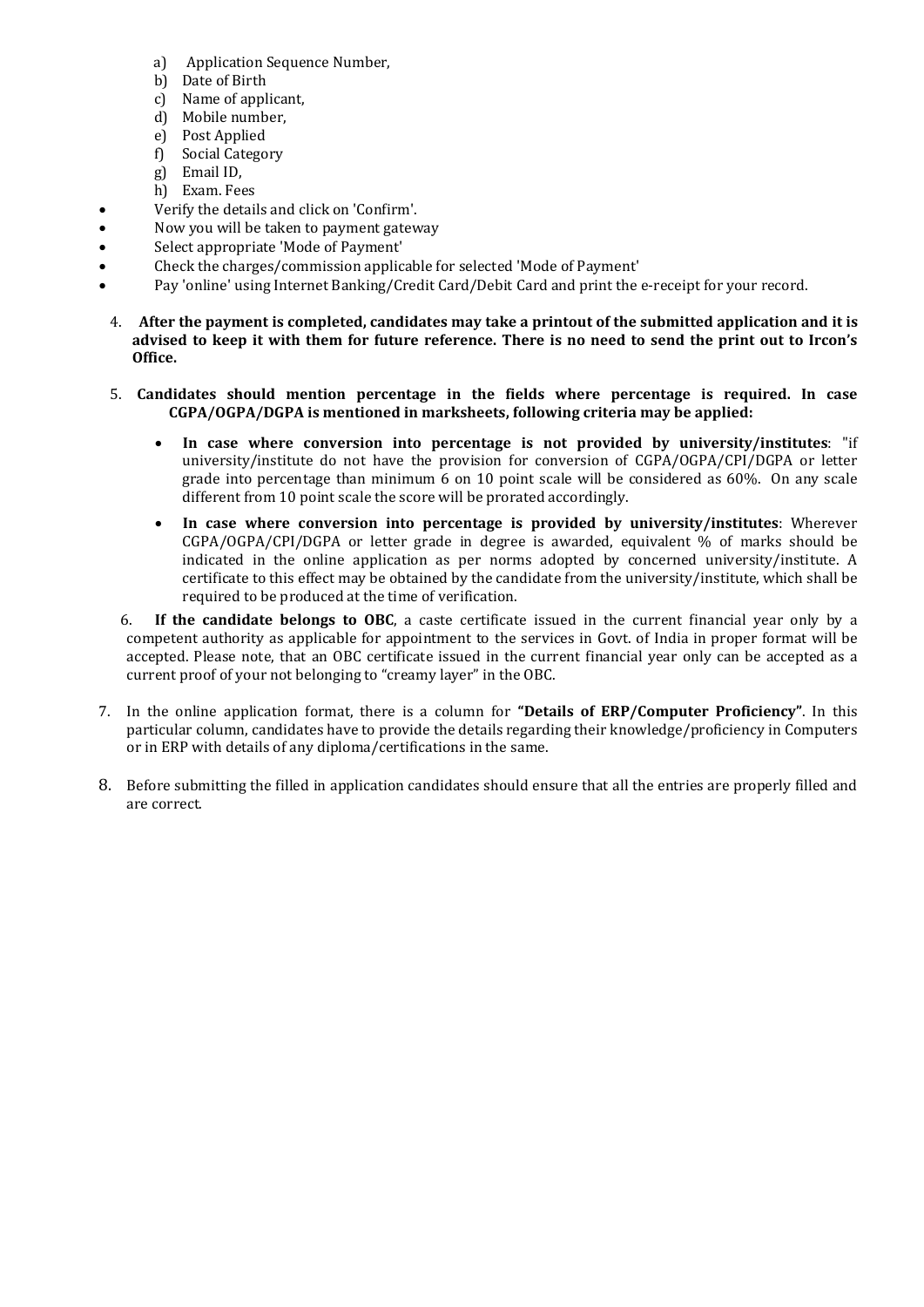a) Application Sequence Number,
b) Date of Birth
c) Name of applicant,
d) Mobile number,
e) Post Applied
f) Social Category
g) Email ID,
h) Exam. Fees

- Verify the details and click on 'Confirm'.
- Now you will be taken to payment gateway
- Select appropriate 'Mode of Payment'
- Check the charges/commission applicable for selected 'Mode of Payment'
- Pay 'online' using Internet Banking/Credit Card/Debit Card and print the e-receipt for your record.

4. **After the payment is completed, candidates may take a printout of the submitted application and it is advised to keep it with them for future reference. There is no need to send the print out to Ircon's Office.**

5. **Candidates should mention percentage in the fields where percentage is required. In case CGPA/OGPA/DGPA is mentioned in marksheets, following criteria may be applied:**

   - **In case where conversion into percentage is not provided by university/institutes**: "if university/institute do not have the provision for conversion of CGPA/OGPA/CPI/DGPA or letter grade into percentage than minimum 6 on 10 point scale will be considered as 60%. On any scale different from 10 point scale the score will be prorated accordingly.
   - **In case where conversion into percentage is provided by university/institutes**: Wherever CGPA/OGPA/CPI/DGPA or letter grade in degree is awarded, equivalent % of marks should be indicated in the online application as per norms adopted by concerned university/institute. A certificate to this effect may be obtained by the candidate from the university/institute, which shall be required to be produced at the time of verification.

6. **If the candidate belongs to OBC**, a caste certificate issued in the current financial year only by a competent authority as applicable for appointment to the services in Govt. of India in proper format will be accepted. Please note, that an OBC certificate issued in the current financial year only can be accepted as a current proof of your not belonging to "creamy layer" in the OBC.

7. In the online application format, there is a column for **"Details of ERP/Computer Proficiency"**. In this particular column, candidates have to provide the details regarding their knowledge/proficiency in Computers or in ERP with details of any diploma/certifications in the same.

8. Before submitting the filled in application candidates should ensure that all the entries are properly filled and are correct.